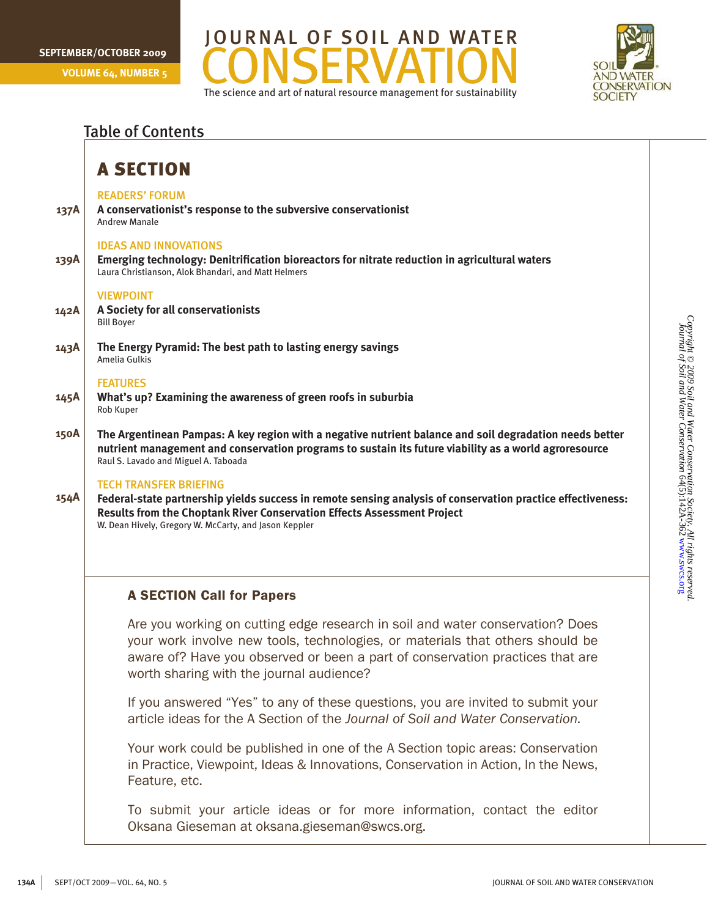# JOURNAL OF SOIL AND WATER CONSERVATION

The science and art of natural resource management for sustainability

SEPTEMBER/OCTOBER 2009
VOLUME 64, NUMBER 5

## Table of Contents

## A SECTION

### READERS' FORUM

137A **A conservationist's response to the subversive conservationist**
Andrew Manale

### IDEAS AND INNOVATIONS

139A **Emerging technology: Denitrification bioreactors for nitrate reduction in agricultural waters**
Laura Christianson, Alok Bhandari, and Matt Helmers

### VIEWPOINT

142A **A Society for all conservationists**
Bill Boyer

143A **The Energy Pyramid: The best path to lasting energy savings**
Amelia Gulkis

### FEATURES

145A **What's up? Examining the awareness of green roofs in suburbia**
Rob Kuper

150A **The Argentinean Pampas: A key region with a negative nutrient balance and soil degradation needs better nutrient management and conservation programs to sustain its future viability as a world agroresource**
Raul S. Lavado and Miguel A. Taboada

### TECH TRANSFER BRIEFING

154A **Federal-state partnership yields success in remote sensing analysis of conservation practice effectiveness: Results from the Choptank River Conservation Effects Assessment Project**
W. Dean Hively, Gregory W. McCarty, and Jason Keppler

### A SECTION Call for Papers

Are you working on cutting edge research in soil and water conservation? Does your work involve new tools, technologies, or materials that others should be aware of? Have you observed or been a part of conservation practices that are worth sharing with the journal audience?

If you answered "Yes" to any of these questions, you are invited to submit your article ideas for the A Section of the *Journal of Soil and Water Conservation*.

Your work could be published in one of the A Section topic areas: Conservation in Practice, Viewpoint, Ideas & Innovations, Conservation in Action, In the News, Feature, etc.

To submit your article ideas or for more information, contact the editor Oksana Gieseman at oksana.gieseman@swcs.org.

*Copyright © 2009 Soil and Water Conservation Society. All rights reserved. Journal of Soil and Water Conservation 64(5):142A-362 www.swcs.org*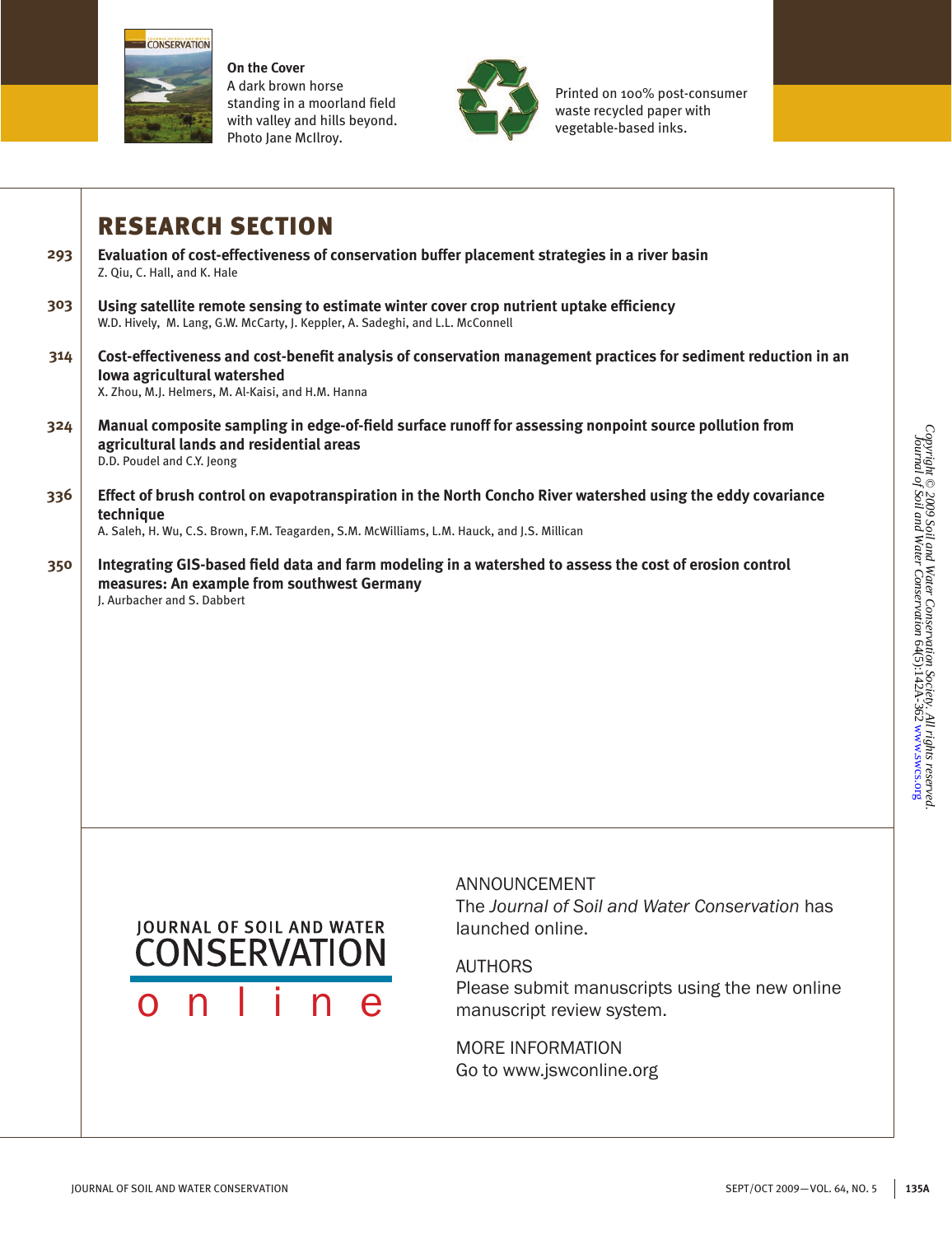**On the Cover**
A dark brown horse standing in a moorland field with valley and hills beyond. Photo Jane McIlroy.

Printed on 100% post-consumer waste recycled paper with vegetable-based inks.

# RESEARCH SECTION

**293** **Evaluation of cost-effectiveness of conservation buffer placement strategies in a river basin**
Z. Qiu, C. Hall, and K. Hale

**303** **Using satellite remote sensing to estimate winter cover crop nutrient uptake efficiency**
W.D. Hively, M. Lang, G.W. McCarty, J. Keppler, A. Sadeghi, and L.L. McConnell

**314** **Cost-effectiveness and cost-benefit analysis of conservation management practices for sediment reduction in an Iowa agricultural watershed**
X. Zhou, M.J. Helmers, M. Al-Kaisi, and H.M. Hanna

**324** **Manual composite sampling in edge-of-field surface runoff for assessing nonpoint source pollution from agricultural lands and residential areas**
D.D. Poudel and C.Y. Jeong

**336** **Effect of brush control on evapotranspiration in the North Concho River watershed using the eddy covariance technique**
A. Saleh, H. Wu, C.S. Brown, F.M. Teagarden, S.M. McWilliams, L.M. Hauck, and J.S. Millican

**350** **Integrating GIS-based field data and farm modeling in a watershed to assess the cost of erosion control measures: An example from southwest Germany**
J. Aurbacher and S. Dabbert

JOURNAL OF SOIL AND WATER CONSERVATION online

ANNOUNCEMENT
The *Journal of Soil and Water Conservation* has launched online.

AUTHORS
Please submit manuscripts using the new online manuscript review system.

MORE INFORMATION
Go to www.jswconline.org

*Copyright © 2009 Soil and Water Conservation Society. All rights reserved. Journal of Soil and Water Conservation 64(5):142A-362 www.swcs.org*